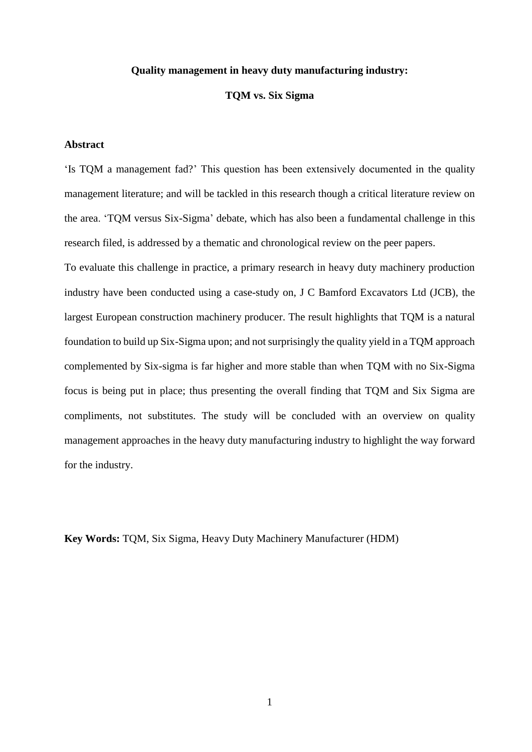# Quality management in heavy duty manufacturing industry:

# TQM vs. Six Sigma

## Abstract

'Is TQM a management fad?' This question has been extensively documented in the quality management literature; and will be tackled in this research though a critical literature review on the area. 'TQM versus Six-Sigma' debate, which has also been a fundamental challenge in this research filed, is addressed by a thematic and chronological review on the peer papers.

To evaluate this challenge in practice, a primary research in heavy duty machinery production industry have been conducted using a case-study on, J C Bamford Excavators Ltd (JCB), the largest European construction machinery producer. The result highlights that TQM is a natural foundation to build up Six-Sigma upon; and not surprisingly the quality yield in a TQM approach complemented by Six-sigma is far higher and more stable than when TQM with no Six-Sigma focus is being put in place; thus presenting the overall finding that TQM and Six Sigma are compliments, not substitutes. The study will be concluded with an overview on quality management approaches in the heavy duty manufacturing industry to highlight the way forward for the industry.

**Key Words:** TQM, Six Sigma, Heavy Duty Machinery Manufacturer (HDM)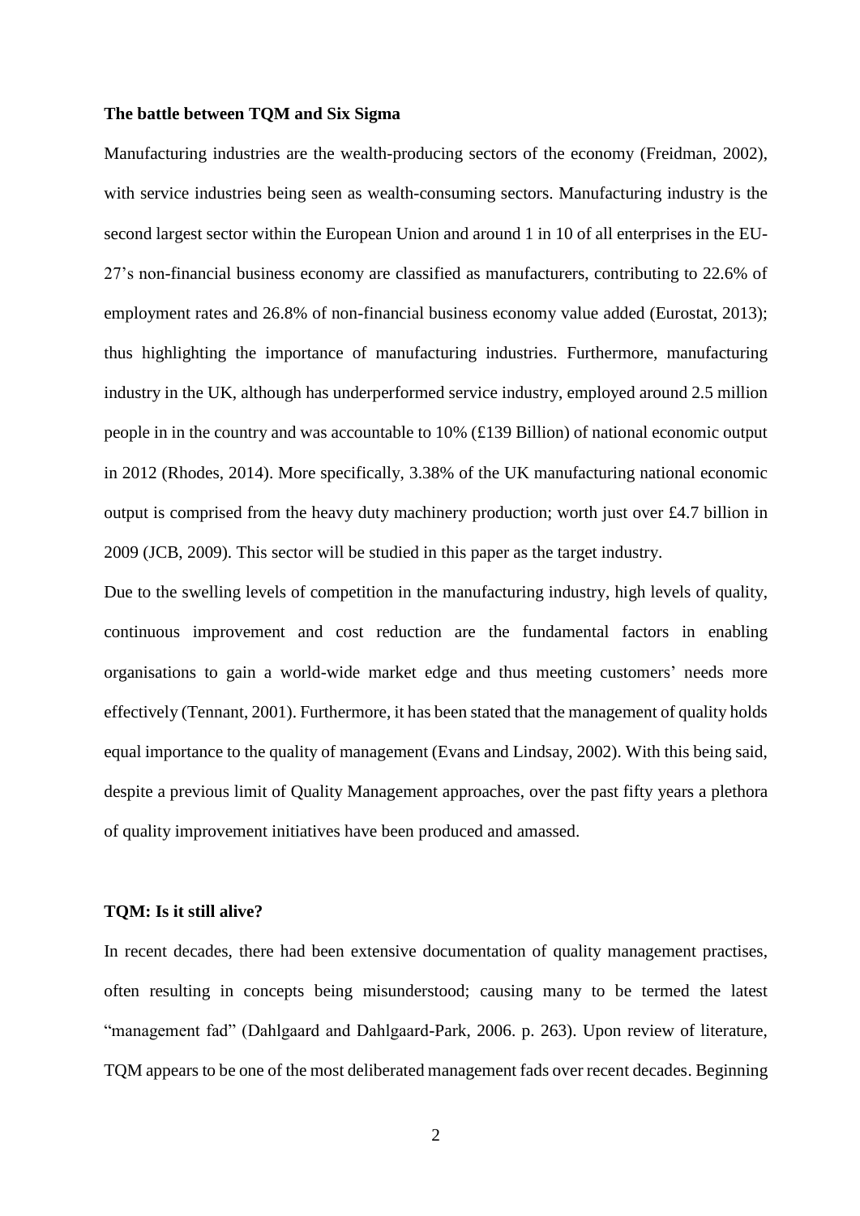**The battle between TQM and Six Sigma**

Manufacturing industries are the wealth-producing sectors of the economy (Freidman, 2002), with service industries being seen as wealth-consuming sectors. Manufacturing industry is the second largest sector within the European Union and around 1 in 10 of all enterprises in the EU-27's non-financial business economy are classified as manufacturers, contributing to 22.6% of employment rates and 26.8% of non-financial business economy value added (Eurostat, 2013); thus highlighting the importance of manufacturing industries. Furthermore, manufacturing industry in the UK, although has underperformed service industry, employed around 2.5 million people in in the country and was accountable to 10% (£139 Billion) of national economic output in 2012 (Rhodes, 2014). More specifically, 3.38% of the UK manufacturing national economic output is comprised from the heavy duty machinery production; worth just over £4.7 billion in 2009 (JCB, 2009). This sector will be studied in this paper as the target industry.

Due to the swelling levels of competition in the manufacturing industry, high levels of quality, continuous improvement and cost reduction are the fundamental factors in enabling organisations to gain a world-wide market edge and thus meeting customers' needs more effectively (Tennant, 2001). Furthermore, it has been stated that the management of quality holds equal importance to the quality of management (Evans and Lindsay, 2002). With this being said, despite a previous limit of Quality Management approaches, over the past fifty years a plethora of quality improvement initiatives have been produced and amassed.

**TQM: Is it still alive?**

In recent decades, there had been extensive documentation of quality management practises, often resulting in concepts being misunderstood; causing many to be termed the latest "management fad" (Dahlgaard and Dahlgaard-Park, 2006. p. 263). Upon review of literature, TQM appears to be one of the most deliberated management fads over recent decades. Beginning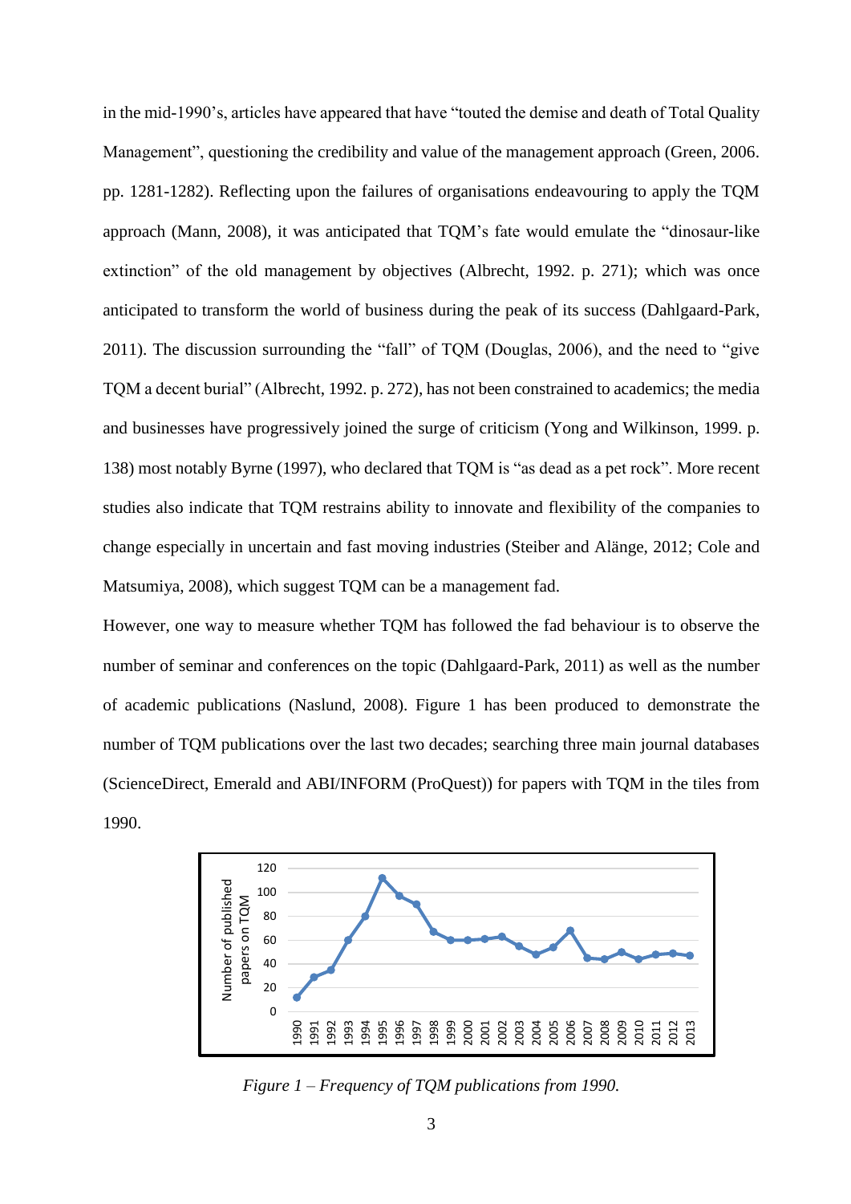in the mid-1990's, articles have appeared that have "touted the demise and death of Total Quality Management", questioning the credibility and value of the management approach (Green, 2006. pp. 1281-1282). Reflecting upon the failures of organisations endeavouring to apply the TQM approach (Mann, 2008), it was anticipated that TQM's fate would emulate the "dinosaur-like extinction" of the old management by objectives (Albrecht, 1992. p. 271); which was once anticipated to transform the world of business during the peak of its success (Dahlgaard-Park, 2011). The discussion surrounding the "fall" of TQM (Douglas, 2006), and the need to "give TQM a decent burial" (Albrecht, 1992. p. 272), has not been constrained to academics; the media and businesses have progressively joined the surge of criticism (Yong and Wilkinson, 1999. p. 138) most notably Byrne (1997), who declared that TQM is "as dead as a pet rock". More recent studies also indicate that TQM restrains ability to innovate and flexibility of the companies to change especially in uncertain and fast moving industries (Steiber and Alänge, 2012; Cole and Matsumiya, 2008), which suggest TQM can be a management fad.

However, one way to measure whether TQM has followed the fad behaviour is to observe the number of seminar and conferences on the topic (Dahlgaard-Park, 2011) as well as the number of academic publications (Naslund, 2008). Figure 1 has been produced to demonstrate the number of TQM publications over the last two decades; searching three main journal databases (ScienceDirect, Emerald and ABI/INFORM (ProQuest)) for papers with TQM in the tiles from 1990.

*Figure 1 – Frequency of TQM publications from 1990.*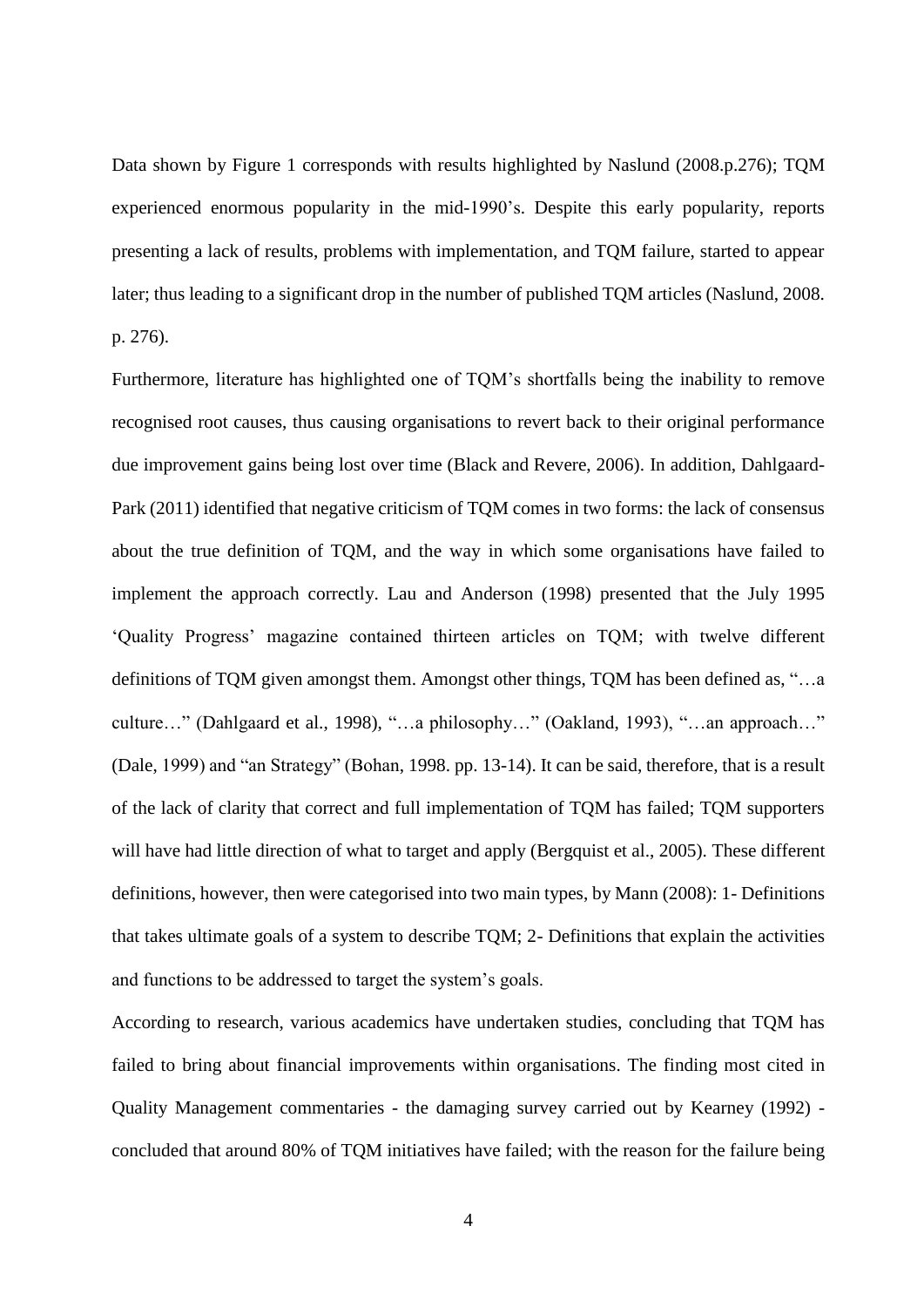Data shown by Figure 1 corresponds with results highlighted by Naslund (2008.p.276); TQM experienced enormous popularity in the mid-1990's. Despite this early popularity, reports presenting a lack of results, problems with implementation, and TQM failure, started to appear later; thus leading to a significant drop in the number of published TQM articles (Naslund, 2008. p. 276).

Furthermore, literature has highlighted one of TQM's shortfalls being the inability to remove recognised root causes, thus causing organisations to revert back to their original performance due improvement gains being lost over time (Black and Revere, 2006). In addition, Dahlgaard-Park (2011) identified that negative criticism of TQM comes in two forms: the lack of consensus about the true definition of TQM, and the way in which some organisations have failed to implement the approach correctly. Lau and Anderson (1998) presented that the July 1995 'Quality Progress' magazine contained thirteen articles on TQM; with twelve different definitions of TQM given amongst them. Amongst other things, TQM has been defined as, "…a culture…" (Dahlgaard et al., 1998), "…a philosophy…" (Oakland, 1993), "…an approach…" (Dale, 1999) and "an Strategy" (Bohan, 1998. pp. 13-14). It can be said, therefore, that is a result of the lack of clarity that correct and full implementation of TQM has failed; TQM supporters will have had little direction of what to target and apply (Bergquist et al., 2005). These different definitions, however, then were categorised into two main types, by Mann (2008): 1- Definitions that takes ultimate goals of a system to describe TQM; 2- Definitions that explain the activities and functions to be addressed to target the system's goals.

According to research, various academics have undertaken studies, concluding that TQM has failed to bring about financial improvements within organisations. The finding most cited in Quality Management commentaries - the damaging survey carried out by Kearney (1992) - concluded that around 80% of TQM initiatives have failed; with the reason for the failure being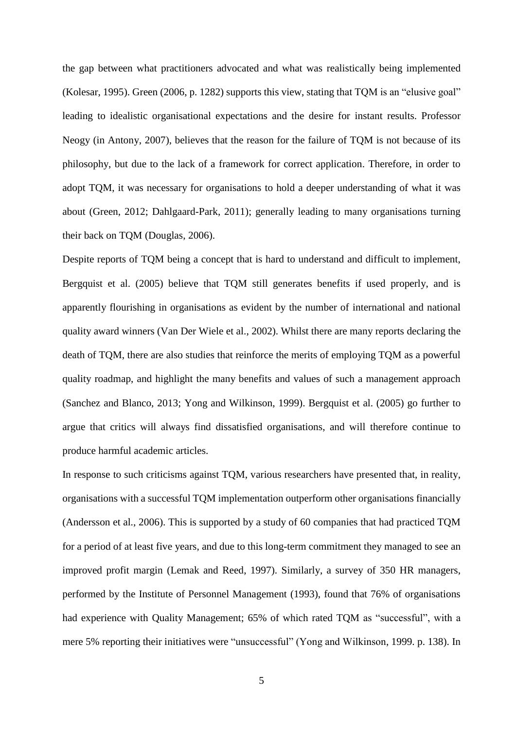the gap between what practitioners advocated and what was realistically being implemented (Kolesar, 1995). Green (2006, p. 1282) supports this view, stating that TQM is an "elusive goal" leading to idealistic organisational expectations and the desire for instant results. Professor Neogy (in Antony, 2007), believes that the reason for the failure of TQM is not because of its philosophy, but due to the lack of a framework for correct application. Therefore, in order to adopt TQM, it was necessary for organisations to hold a deeper understanding of what it was about (Green, 2012; Dahlgaard-Park, 2011); generally leading to many organisations turning their back on TQM (Douglas, 2006).

Despite reports of TQM being a concept that is hard to understand and difficult to implement, Bergquist et al. (2005) believe that TQM still generates benefits if used properly, and is apparently flourishing in organisations as evident by the number of international and national quality award winners (Van Der Wiele et al., 2002). Whilst there are many reports declaring the death of TQM, there are also studies that reinforce the merits of employing TQM as a powerful quality roadmap, and highlight the many benefits and values of such a management approach (Sanchez and Blanco, 2013; Yong and Wilkinson, 1999). Bergquist et al. (2005) go further to argue that critics will always find dissatisfied organisations, and will therefore continue to produce harmful academic articles.

In response to such criticisms against TQM, various researchers have presented that, in reality, organisations with a successful TQM implementation outperform other organisations financially (Andersson et al., 2006). This is supported by a study of 60 companies that had practiced TQM for a period of at least five years, and due to this long-term commitment they managed to see an improved profit margin (Lemak and Reed, 1997). Similarly, a survey of 350 HR managers, performed by the Institute of Personnel Management (1993), found that 76% of organisations had experience with Quality Management; 65% of which rated TQM as "successful", with a mere 5% reporting their initiatives were "unsuccessful" (Yong and Wilkinson, 1999. p. 138). In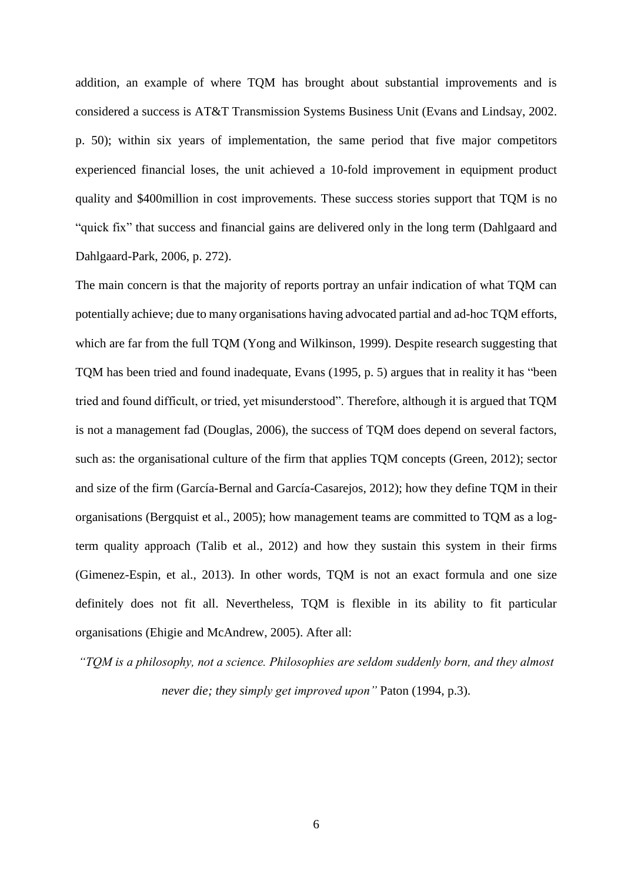addition, an example of where TQM has brought about substantial improvements and is considered a success is AT&T Transmission Systems Business Unit (Evans and Lindsay, 2002. p. 50); within six years of implementation, the same period that five major competitors experienced financial loses, the unit achieved a 10-fold improvement in equipment product quality and $400million in cost improvements. These success stories support that TQM is no "quick fix" that success and financial gains are delivered only in the long term (Dahlgaard and Dahlgaard-Park, 2006, p. 272).

The main concern is that the majority of reports portray an unfair indication of what TQM can potentially achieve; due to many organisations having advocated partial and ad-hoc TQM efforts, which are far from the full TQM (Yong and Wilkinson, 1999). Despite research suggesting that TQM has been tried and found inadequate, Evans (1995, p. 5) argues that in reality it has "been tried and found difficult, or tried, yet misunderstood". Therefore, although it is argued that TQM is not a management fad (Douglas, 2006), the success of TQM does depend on several factors, such as: the organisational culture of the firm that applies TQM concepts (Green, 2012); sector and size of the firm (García-Bernal and García-Casarejos, 2012); how they define TQM in their organisations (Bergquist et al., 2005); how management teams are committed to TQM as a log-term quality approach (Talib et al., 2012) and how they sustain this system in their firms (Gimenez-Espin, et al., 2013). In other words, TQM is not an exact formula and one size definitely does not fit all. Nevertheless, TQM is flexible in its ability to fit particular organisations (Ehigie and McAndrew, 2005). After all:

*"TQM is a philosophy, not a science. Philosophies are seldom suddenly born, and they almost never die; they simply get improved upon"* Paton (1994, p.3).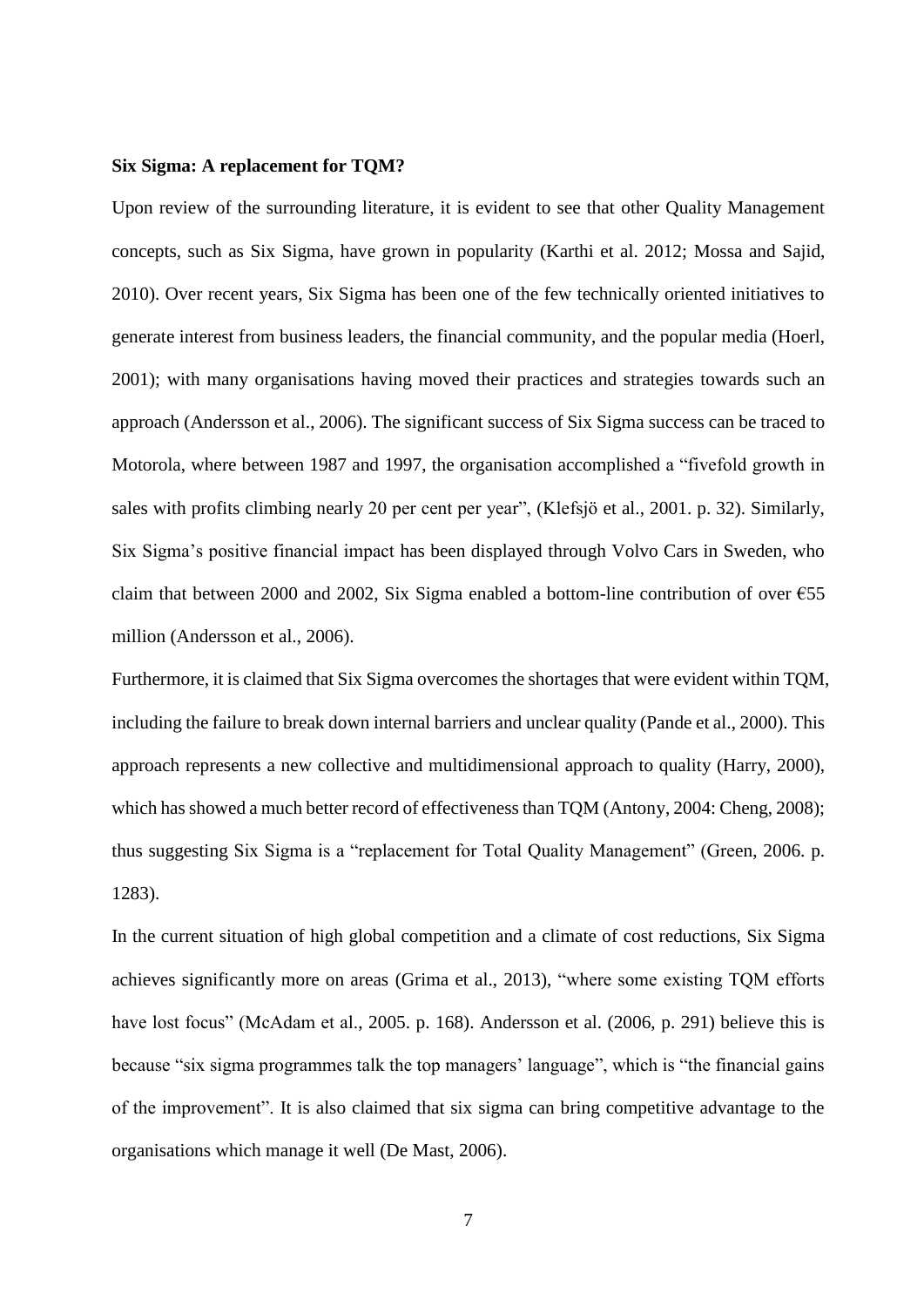**Six Sigma: A replacement for TQM?**

Upon review of the surrounding literature, it is evident to see that other Quality Management concepts, such as Six Sigma, have grown in popularity (Karthi et al. 2012; Mossa and Sajid, 2010). Over recent years, Six Sigma has been one of the few technically oriented initiatives to generate interest from business leaders, the financial community, and the popular media (Hoerl, 2001); with many organisations having moved their practices and strategies towards such an approach (Andersson et al., 2006). The significant success of Six Sigma success can be traced to Motorola, where between 1987 and 1997, the organisation accomplished a "fivefold growth in sales with profits climbing nearly 20 per cent per year", (Klefsjö et al., 2001. p. 32). Similarly, Six Sigma's positive financial impact has been displayed through Volvo Cars in Sweden, who claim that between 2000 and 2002, Six Sigma enabled a bottom-line contribution of over €55 million (Andersson et al., 2006).

Furthermore, it is claimed that Six Sigma overcomes the shortages that were evident within TQM, including the failure to break down internal barriers and unclear quality (Pande et al., 2000). This approach represents a new collective and multidimensional approach to quality (Harry, 2000), which has showed a much better record of effectiveness than TQM (Antony, 2004: Cheng, 2008); thus suggesting Six Sigma is a "replacement for Total Quality Management" (Green, 2006. p. 1283).

In the current situation of high global competition and a climate of cost reductions, Six Sigma achieves significantly more on areas (Grima et al., 2013), "where some existing TQM efforts have lost focus" (McAdam et al., 2005. p. 168). Andersson et al. (2006, p. 291) believe this is because "six sigma programmes talk the top managers' language", which is "the financial gains of the improvement". It is also claimed that six sigma can bring competitive advantage to the organisations which manage it well (De Mast, 2006).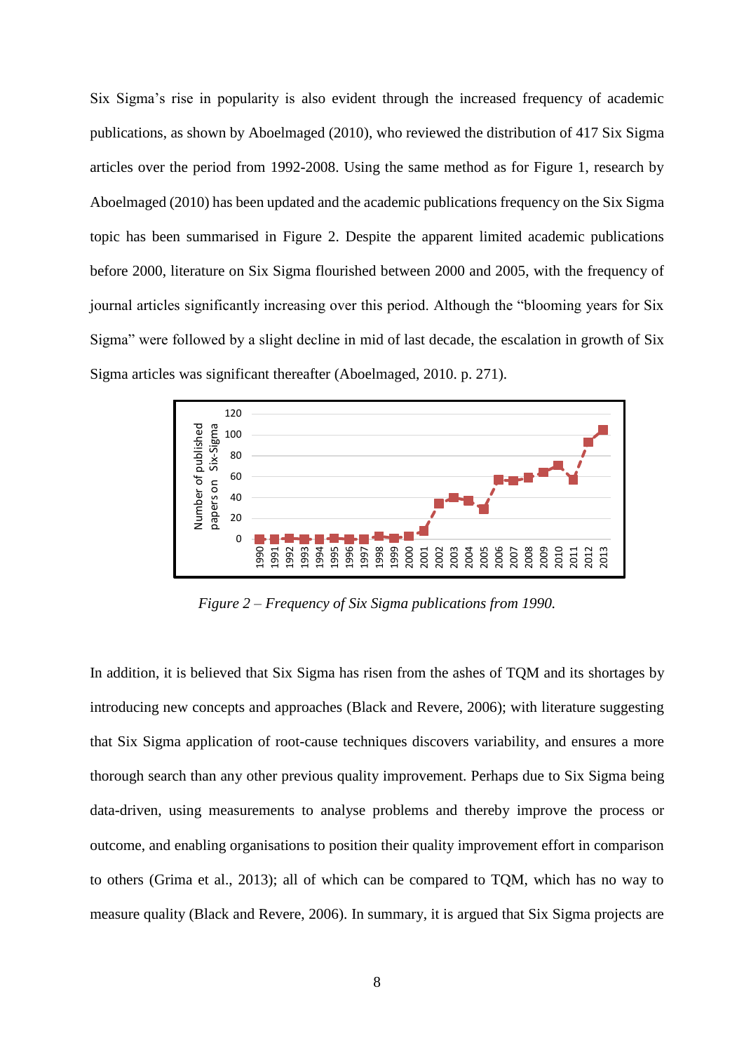Six Sigma's rise in popularity is also evident through the increased frequency of academic publications, as shown by Aboelmaged (2010), who reviewed the distribution of 417 Six Sigma articles over the period from 1992-2008. Using the same method as for Figure 1, research by Aboelmaged (2010) has been updated and the academic publications frequency on the Six Sigma topic has been summarised in Figure 2. Despite the apparent limited academic publications before 2000, literature on Six Sigma flourished between 2000 and 2005, with the frequency of journal articles significantly increasing over this period. Although the "blooming years for Six Sigma" were followed by a slight decline in mid of last decade, the escalation in growth of Six Sigma articles was significant thereafter (Aboelmaged, 2010. p. 271).

*Figure 2 – Frequency of Six Sigma publications from 1990.*

In addition, it is believed that Six Sigma has risen from the ashes of TQM and its shortages by introducing new concepts and approaches (Black and Revere, 2006); with literature suggesting that Six Sigma application of root-cause techniques discovers variability, and ensures a more thorough search than any other previous quality improvement. Perhaps due to Six Sigma being data-driven, using measurements to analyse problems and thereby improve the process or outcome, and enabling organisations to position their quality improvement effort in comparison to others (Grima et al., 2013); all of which can be compared to TQM, which has no way to measure quality (Black and Revere, 2006). In summary, it is argued that Six Sigma projects are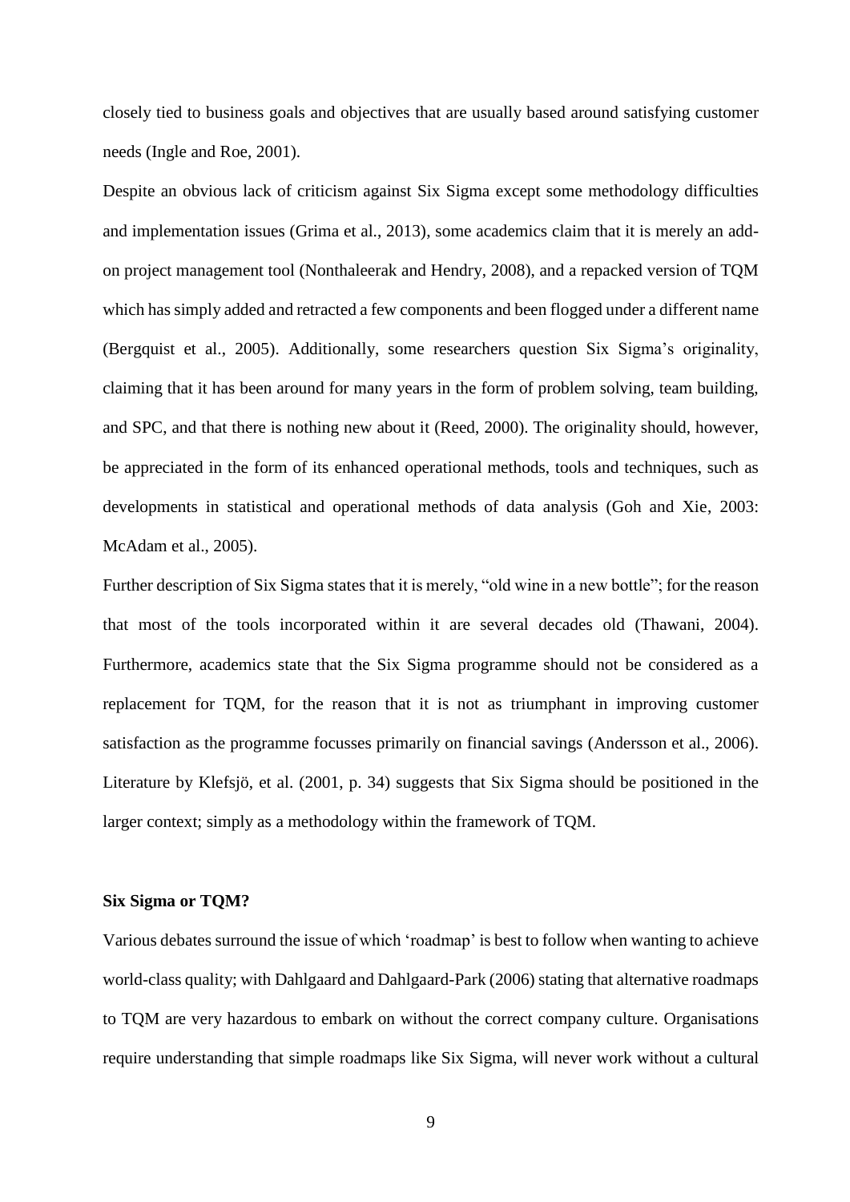closely tied to business goals and objectives that are usually based around satisfying customer needs (Ingle and Roe, 2001).

Despite an obvious lack of criticism against Six Sigma except some methodology difficulties and implementation issues (Grima et al., 2013), some academics claim that it is merely an add-on project management tool (Nonthaleerak and Hendry, 2008), and a repacked version of TQM which has simply added and retracted a few components and been flogged under a different name (Bergquist et al., 2005). Additionally, some researchers question Six Sigma's originality, claiming that it has been around for many years in the form of problem solving, team building, and SPC, and that there is nothing new about it (Reed, 2000). The originality should, however, be appreciated in the form of its enhanced operational methods, tools and techniques, such as developments in statistical and operational methods of data analysis (Goh and Xie, 2003: McAdam et al., 2005).

Further description of Six Sigma states that it is merely, "old wine in a new bottle"; for the reason that most of the tools incorporated within it are several decades old (Thawani, 2004). Furthermore, academics state that the Six Sigma programme should not be considered as a replacement for TQM, for the reason that it is not as triumphant in improving customer satisfaction as the programme focusses primarily on financial savings (Andersson et al., 2006). Literature by Klefsjö, et al. (2001, p. 34) suggests that Six Sigma should be positioned in the larger context; simply as a methodology within the framework of TQM.

**Six Sigma or TQM?**

Various debates surround the issue of which 'roadmap' is best to follow when wanting to achieve world-class quality; with Dahlgaard and Dahlgaard-Park (2006) stating that alternative roadmaps to TQM are very hazardous to embark on without the correct company culture. Organisations require understanding that simple roadmaps like Six Sigma, will never work without a cultural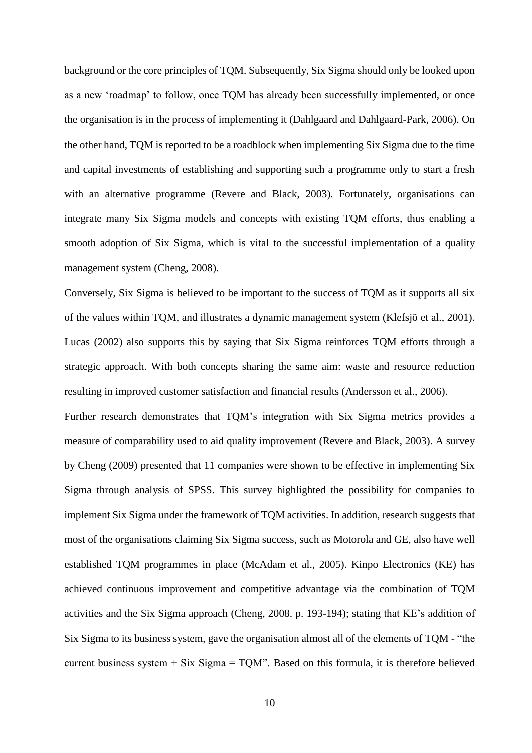background or the core principles of TQM. Subsequently, Six Sigma should only be looked upon as a new 'roadmap' to follow, once TQM has already been successfully implemented, or once the organisation is in the process of implementing it (Dahlgaard and Dahlgaard-Park, 2006). On the other hand, TQM is reported to be a roadblock when implementing Six Sigma due to the time and capital investments of establishing and supporting such a programme only to start a fresh with an alternative programme (Revere and Black, 2003). Fortunately, organisations can integrate many Six Sigma models and concepts with existing TQM efforts, thus enabling a smooth adoption of Six Sigma, which is vital to the successful implementation of a quality management system (Cheng, 2008).

Conversely, Six Sigma is believed to be important to the success of TQM as it supports all six of the values within TQM, and illustrates a dynamic management system (Klefsjö et al., 2001). Lucas (2002) also supports this by saying that Six Sigma reinforces TQM efforts through a strategic approach. With both concepts sharing the same aim: waste and resource reduction resulting in improved customer satisfaction and financial results (Andersson et al., 2006).

Further research demonstrates that TQM's integration with Six Sigma metrics provides a measure of comparability used to aid quality improvement (Revere and Black, 2003). A survey by Cheng (2009) presented that 11 companies were shown to be effective in implementing Six Sigma through analysis of SPSS. This survey highlighted the possibility for companies to implement Six Sigma under the framework of TQM activities. In addition, research suggests that most of the organisations claiming Six Sigma success, such as Motorola and GE, also have well established TQM programmes in place (McAdam et al., 2005). Kinpo Electronics (KE) has achieved continuous improvement and competitive advantage via the combination of TQM activities and the Six Sigma approach (Cheng, 2008. p. 193-194); stating that KE's addition of Six Sigma to its business system, gave the organisation almost all of the elements of TQM - "the current business system + Six Sigma = TQM". Based on this formula, it is therefore believed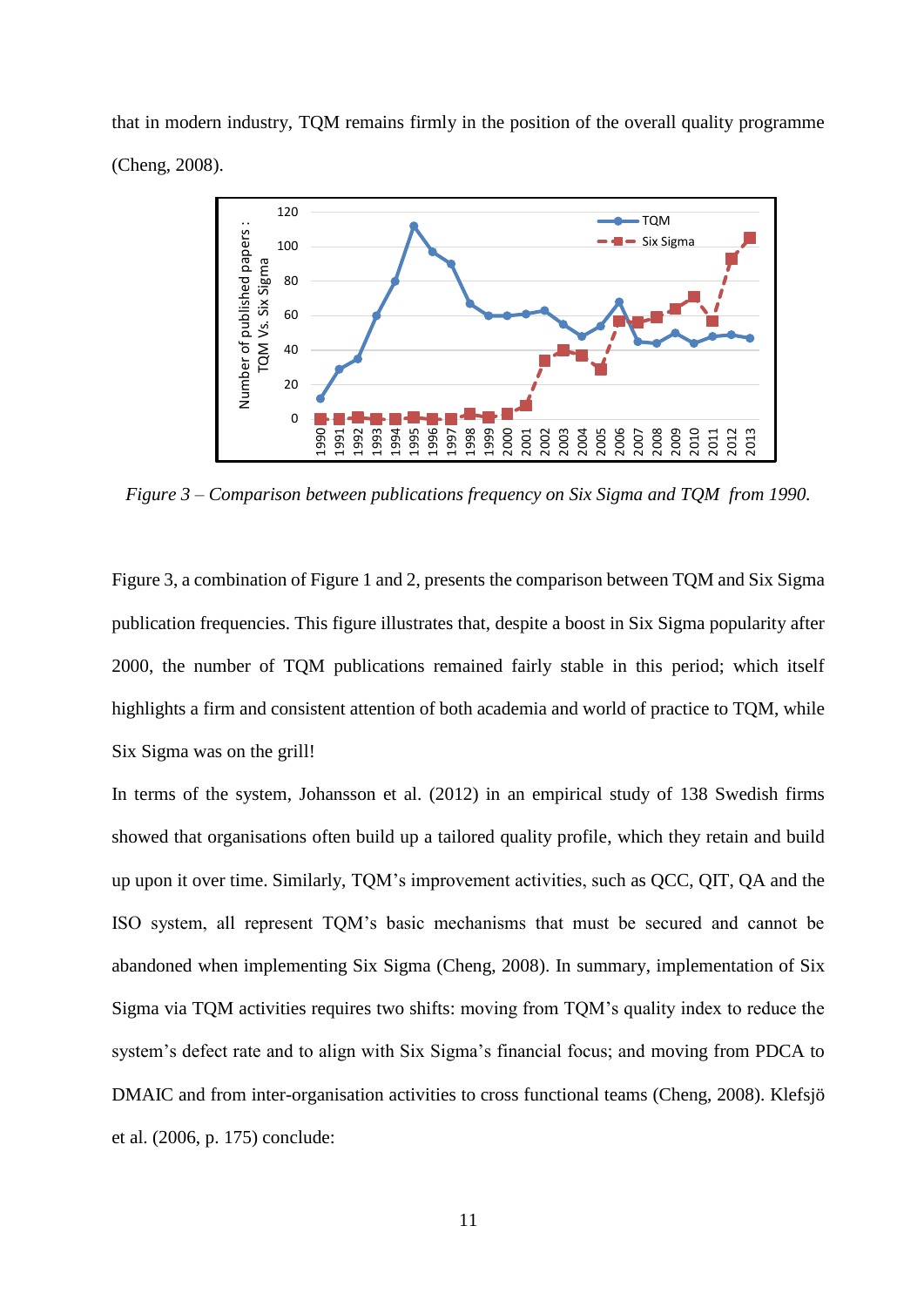that in modern industry, TQM remains firmly in the position of the overall quality programme (Cheng, 2008).

*Figure 3 – Comparison between publications frequency on Six Sigma and TQM from 1990.*

Figure 3, a combination of Figure 1 and 2, presents the comparison between TQM and Six Sigma publication frequencies. This figure illustrates that, despite a boost in Six Sigma popularity after 2000, the number of TQM publications remained fairly stable in this period; which itself highlights a firm and consistent attention of both academia and world of practice to TQM, while Six Sigma was on the grill!

In terms of the system, Johansson et al. (2012) in an empirical study of 138 Swedish firms showed that organisations often build up a tailored quality profile, which they retain and build up upon it over time. Similarly, TQM's improvement activities, such as QCC, QIT, QA and the ISO system, all represent TQM's basic mechanisms that must be secured and cannot be abandoned when implementing Six Sigma (Cheng, 2008). In summary, implementation of Six Sigma via TQM activities requires two shifts: moving from TQM's quality index to reduce the system's defect rate and to align with Six Sigma's financial focus; and moving from PDCA to DMAIC and from inter-organisation activities to cross functional teams (Cheng, 2008). Klefsjö et al. (2006, p. 175) conclude: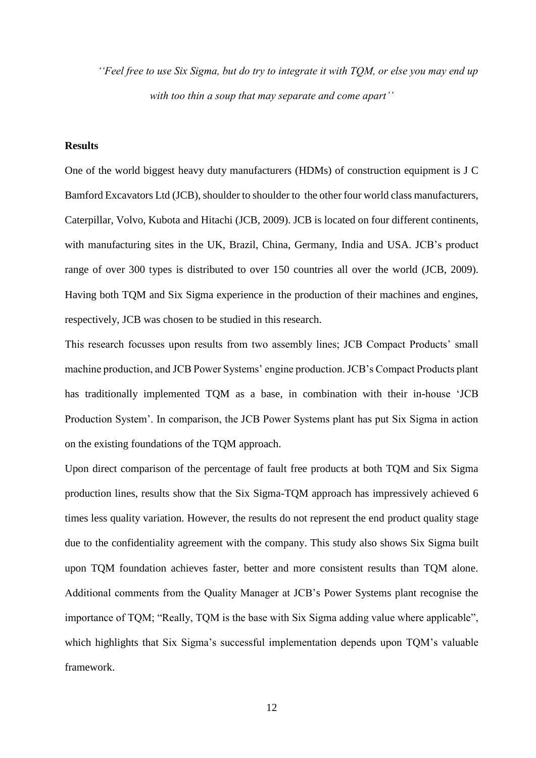*''Feel free to use Six Sigma, but do try to integrate it with TQM, or else you may end up with too thin a soup that may separate and come apart''*

**Results**

One of the world biggest heavy duty manufacturers (HDMs) of construction equipment is J C Bamford Excavators Ltd (JCB), shoulder to shoulder to the other four world class manufacturers, Caterpillar, Volvo, Kubota and Hitachi (JCB, 2009). JCB is located on four different continents, with manufacturing sites in the UK, Brazil, China, Germany, India and USA. JCB's product range of over 300 types is distributed to over 150 countries all over the world (JCB, 2009). Having both TQM and Six Sigma experience in the production of their machines and engines, respectively, JCB was chosen to be studied in this research.

This research focusses upon results from two assembly lines; JCB Compact Products' small machine production, and JCB Power Systems' engine production. JCB's Compact Products plant has traditionally implemented TQM as a base, in combination with their in-house 'JCB Production System'. In comparison, the JCB Power Systems plant has put Six Sigma in action on the existing foundations of the TQM approach.

Upon direct comparison of the percentage of fault free products at both TQM and Six Sigma production lines, results show that the Six Sigma-TQM approach has impressively achieved 6 times less quality variation. However, the results do not represent the end product quality stage due to the confidentiality agreement with the company. This study also shows Six Sigma built upon TQM foundation achieves faster, better and more consistent results than TQM alone. Additional comments from the Quality Manager at JCB's Power Systems plant recognise the importance of TQM; "Really, TQM is the base with Six Sigma adding value where applicable", which highlights that Six Sigma's successful implementation depends upon TQM's valuable framework.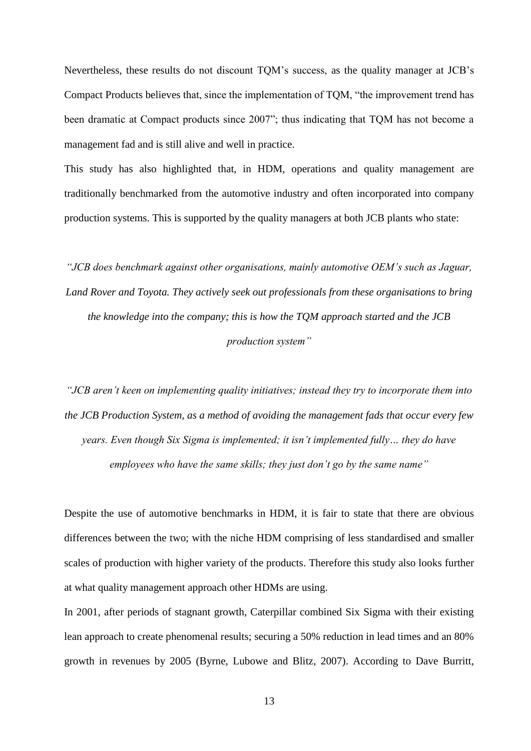Nevertheless, these results do not discount TQM's success, as the quality manager at JCB's Compact Products believes that, since the implementation of TQM, "the improvement trend has been dramatic at Compact products since 2007"; thus indicating that TQM has not become a management fad and is still alive and well in practice.

This study has also highlighted that, in HDM, operations and quality management are traditionally benchmarked from the automotive industry and often incorporated into company production systems. This is supported by the quality managers at both JCB plants who state:

*"JCB does benchmark against other organisations, mainly automotive OEM's such as Jaguar, Land Rover and Toyota. They actively seek out professionals from these organisations to bring the knowledge into the company; this is how the TQM approach started and the JCB production system"*

*"JCB aren't keen on implementing quality initiatives; instead they try to incorporate them into the JCB Production System, as a method of avoiding the management fads that occur every few years. Even though Six Sigma is implemented; it isn't implemented fully… they do have employees who have the same skills; they just don't go by the same name"*

Despite the use of automotive benchmarks in HDM, it is fair to state that there are obvious differences between the two; with the niche HDM comprising of less standardised and smaller scales of production with higher variety of the products. Therefore this study also looks further at what quality management approach other HDMs are using.

In 2001, after periods of stagnant growth, Caterpillar combined Six Sigma with their existing lean approach to create phenomenal results; securing a 50% reduction in lead times and an 80% growth in revenues by 2005 (Byrne, Lubowe and Blitz, 2007). According to Dave Burritt,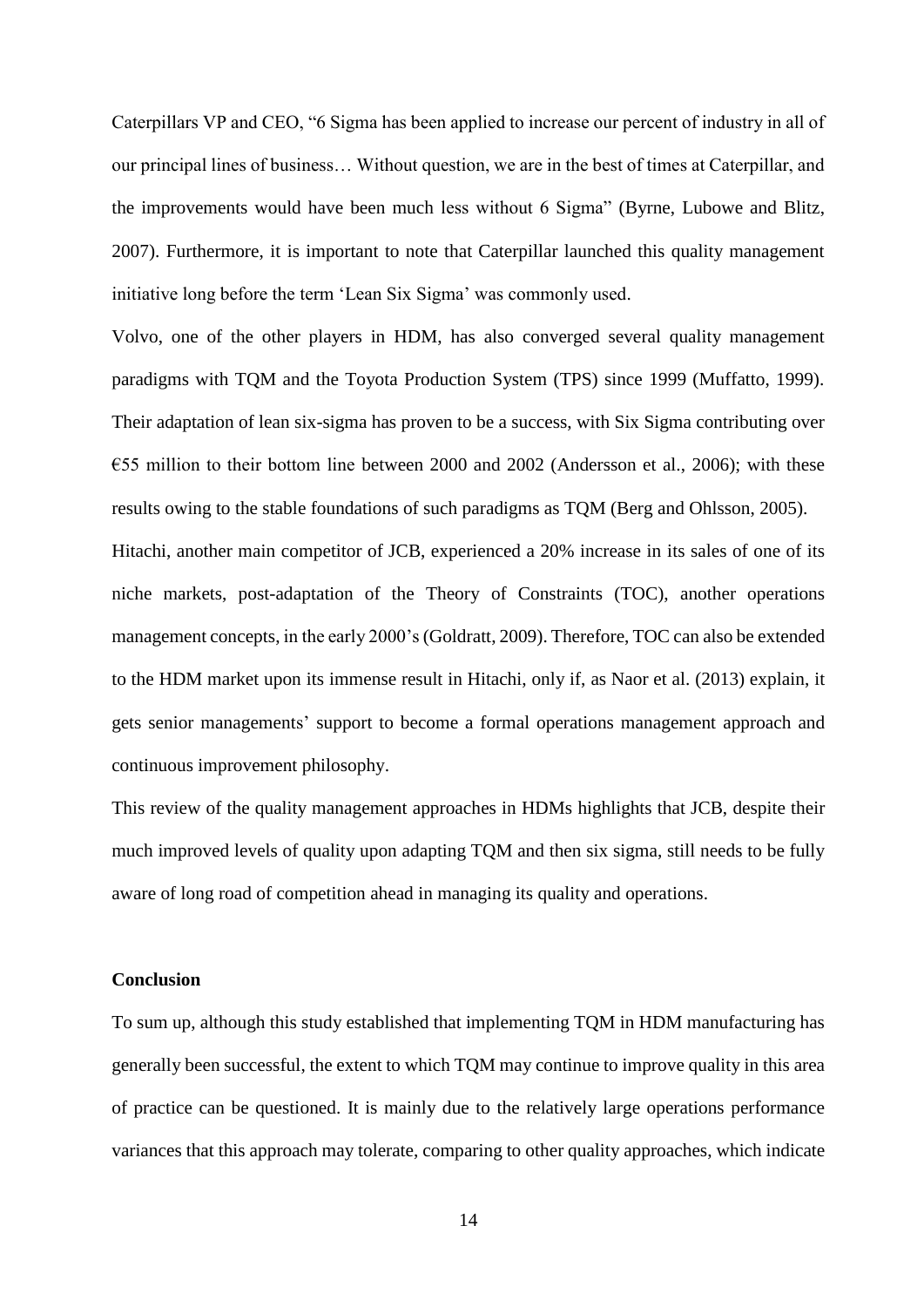Caterpillars VP and CEO, "6 Sigma has been applied to increase our percent of industry in all of our principal lines of business… Without question, we are in the best of times at Caterpillar, and the improvements would have been much less without 6 Sigma" (Byrne, Lubowe and Blitz, 2007). Furthermore, it is important to note that Caterpillar launched this quality management initiative long before the term 'Lean Six Sigma' was commonly used.

Volvo, one of the other players in HDM, has also converged several quality management paradigms with TQM and the Toyota Production System (TPS) since 1999 (Muffatto, 1999). Their adaptation of lean six-sigma has proven to be a success, with Six Sigma contributing over €55 million to their bottom line between 2000 and 2002 (Andersson et al., 2006); with these results owing to the stable foundations of such paradigms as TQM (Berg and Ohlsson, 2005).

Hitachi, another main competitor of JCB, experienced a 20% increase in its sales of one of its niche markets, post-adaptation of the Theory of Constraints (TOC), another operations management concepts, in the early 2000's (Goldratt, 2009). Therefore, TOC can also be extended to the HDM market upon its immense result in Hitachi, only if, as Naor et al. (2013) explain, it gets senior managements' support to become a formal operations management approach and continuous improvement philosophy.

This review of the quality management approaches in HDMs highlights that JCB, despite their much improved levels of quality upon adapting TQM and then six sigma, still needs to be fully aware of long road of competition ahead in managing its quality and operations.

## Conclusion

To sum up, although this study established that implementing TQM in HDM manufacturing has generally been successful, the extent to which TQM may continue to improve quality in this area of practice can be questioned. It is mainly due to the relatively large operations performance variances that this approach may tolerate, comparing to other quality approaches, which indicate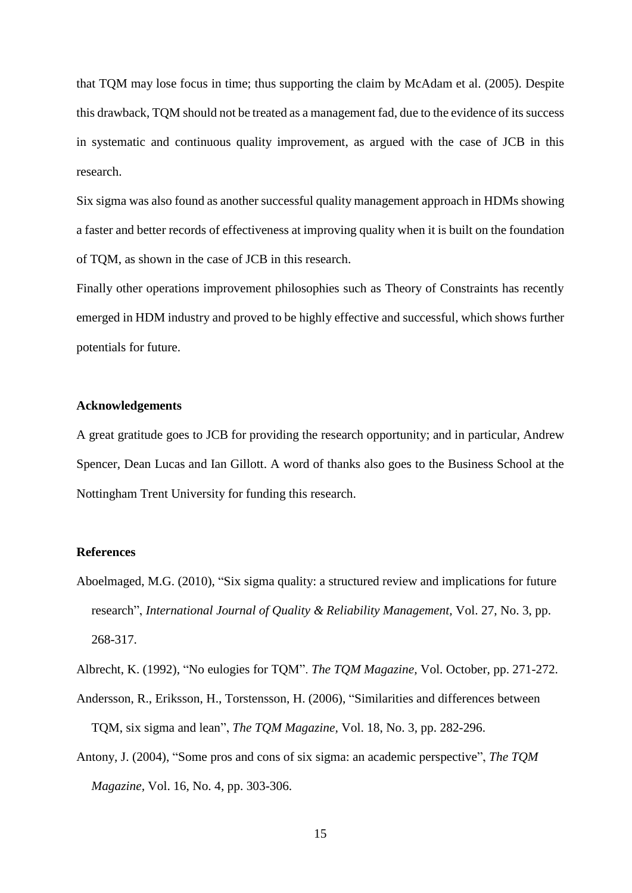that TQM may lose focus in time; thus supporting the claim by McAdam et al. (2005). Despite this drawback, TQM should not be treated as a management fad, due to the evidence of its success in systematic and continuous quality improvement, as argued with the case of JCB in this research.

Six sigma was also found as another successful quality management approach in HDMs showing a faster and better records of effectiveness at improving quality when it is built on the foundation of TQM, as shown in the case of JCB in this research.

Finally other operations improvement philosophies such as Theory of Constraints has recently emerged in HDM industry and proved to be highly effective and successful, which shows further potentials for future.

## Acknowledgements

A great gratitude goes to JCB for providing the research opportunity; and in particular, Andrew Spencer, Dean Lucas and Ian Gillott. A word of thanks also goes to the Business School at the Nottingham Trent University for funding this research.

## References

Aboelmaged, M.G. (2010), "Six sigma quality: a structured review and implications for future research", *International Journal of Quality & Reliability Management*, Vol. 27, No. 3, pp. 268-317.

Albrecht, K. (1992), "No eulogies for TQM". *The TQM Magazine*, Vol. October, pp. 271-272.

Andersson, R., Eriksson, H., Torstensson, H. (2006), "Similarities and differences between TQM, six sigma and lean", *The TQM Magazine*, Vol. 18, No. 3, pp. 282-296.

Antony, J. (2004), "Some pros and cons of six sigma: an academic perspective", *The TQM Magazine*, Vol. 16, No. 4, pp. 303-306.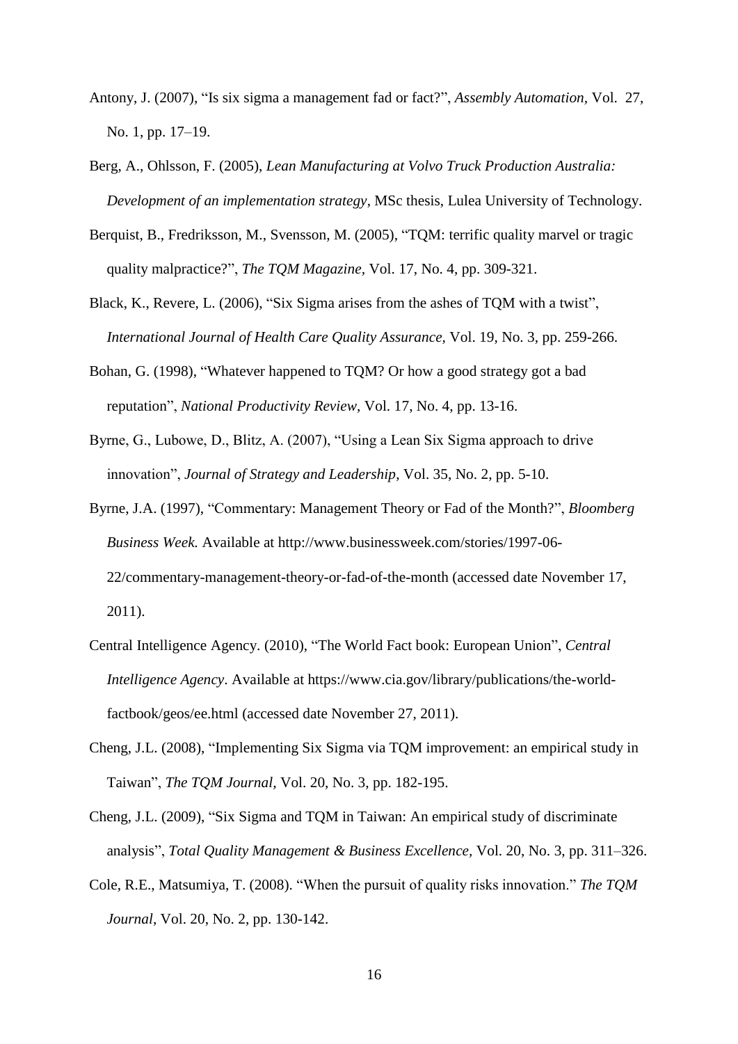Antony, J. (2007), "Is six sigma a management fad or fact?", *Assembly Automation*, Vol. 27, No. 1, pp. 17–19.

Berg, A., Ohlsson, F. (2005), *Lean Manufacturing at Volvo Truck Production Australia: Development of an implementation strategy*, MSc thesis, Lulea University of Technology.

Berquist, B., Fredriksson, M., Svensson, M. (2005), "TQM: terrific quality marvel or tragic quality malpractice?", *The TQM Magazine*, Vol. 17, No. 4, pp. 309-321.

Black, K., Revere, L. (2006), "Six Sigma arises from the ashes of TQM with a twist", *International Journal of Health Care Quality Assurance*, Vol. 19, No. 3, pp. 259-266.

Bohan, G. (1998), "Whatever happened to TQM? Or how a good strategy got a bad reputation", *National Productivity Review*, Vol. 17, No. 4, pp. 13-16.

Byrne, G., Lubowe, D., Blitz, A. (2007), "Using a Lean Six Sigma approach to drive innovation", *Journal of Strategy and Leadership*, Vol. 35, No. 2, pp. 5-10.

Byrne, J.A. (1997), "Commentary: Management Theory or Fad of the Month?", *Bloomberg Business Week.* Available at http://www.businessweek.com/stories/1997-06-22/commentary-management-theory-or-fad-of-the-month (accessed date November 17, 2011).

Central Intelligence Agency. (2010), "The World Fact book: European Union", *Central Intelligence Agency*. Available at https://www.cia.gov/library/publications/the-world-factbook/geos/ee.html (accessed date November 27, 2011).

Cheng, J.L. (2008), "Implementing Six Sigma via TQM improvement: an empirical study in Taiwan", *The TQM Journal*, Vol. 20, No. 3, pp. 182-195.

Cheng, J.L. (2009), "Six Sigma and TQM in Taiwan: An empirical study of discriminate analysis", *Total Quality Management & Business Excellence*, Vol. 20, No. 3, pp. 311–326.

Cole, R.E., Matsumiya, T. (2008). "When the pursuit of quality risks innovation." *The TQM Journal*, Vol. 20, No. 2, pp. 130-142.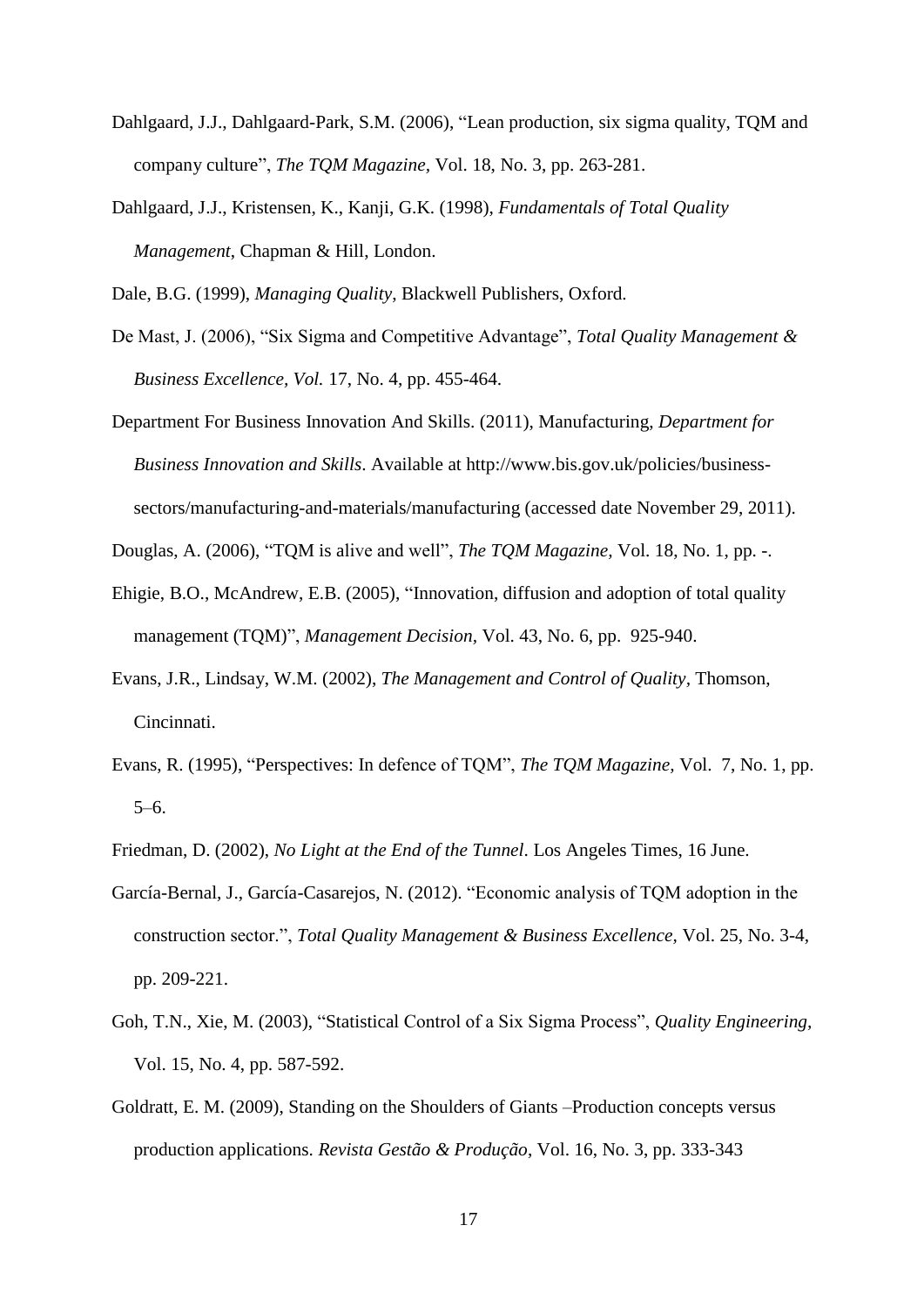Dahlgaard, J.J., Dahlgaard-Park, S.M. (2006), "Lean production, six sigma quality, TQM and company culture", *The TQM Magazine,* Vol. 18, No. 3, pp. 263-281.

Dahlgaard, J.J., Kristensen, K., Kanji, G.K. (1998), *Fundamentals of Total Quality Management,* Chapman & Hill, London.

Dale, B.G. (1999), *Managing Quality*, Blackwell Publishers, Oxford.

De Mast, J. (2006), "Six Sigma and Competitive Advantage", *Total Quality Management & Business Excellence, Vol.* 17, No. 4, pp. 455-464.

Department For Business Innovation And Skills. (2011), Manufacturing, *Department for Business Innovation and Skills*. Available at http://www.bis.gov.uk/policies/business-sectors/manufacturing-and-materials/manufacturing (accessed date November 29, 2011).

Douglas, A. (2006), "TQM is alive and well", *The TQM Magazine,* Vol. 18, No. 1, pp. -.

Ehigie, B.O., McAndrew, E.B. (2005), "Innovation, diffusion and adoption of total quality management (TQM)", *Management Decision,* Vol. 43, No. 6, pp. 925-940.

Evans, J.R., Lindsay, W.M. (2002), *The Management and Control of Quality,* Thomson, Cincinnati.

Evans, R. (1995), "Perspectives: In defence of TQM", *The TQM Magazine,* Vol. 7, No. 1, pp. 5–6.

Friedman, D. (2002), *No Light at the End of the Tunnel*. Los Angeles Times, 16 June.

García-Bernal, J., García-Casarejos, N. (2012). "Economic analysis of TQM adoption in the construction sector.", *Total Quality Management & Business Excellence,* Vol. 25, No. 3-4, pp. 209-221.

Goh, T.N., Xie, M. (2003), "Statistical Control of a Six Sigma Process", *Quality Engineering,* Vol. 15, No. 4, pp. 587-592.

Goldratt, E. M. (2009), Standing on the Shoulders of Giants –Production concepts versus production applications. *Revista Gestão & Produção*, Vol. 16, No. 3, pp. 333-343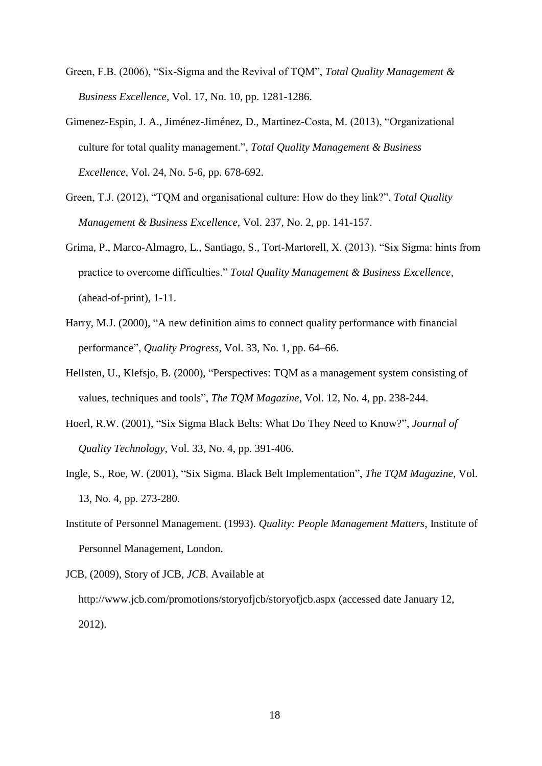Green, F.B. (2006), “Six-Sigma and the Revival of TQM”, *Total Quality Management & Business Excellence*, Vol. 17, No. 10, pp. 1281-1286.

Gimenez-Espin, J. A., Jiménez-Jiménez, D., Martinez-Costa, M. (2013), “Organizational culture for total quality management.”, *Total Quality Management & Business Excellence*, Vol. 24, No. 5-6, pp. 678-692.

Green, T.J. (2012), “TQM and organisational culture: How do they link?”, *Total Quality Management & Business Excellence*, Vol. 237, No. 2, pp. 141-157.

Grima, P., Marco-Almagro, L., Santiago, S., Tort-Martorell, X. (2013). “Six Sigma: hints from practice to overcome difficulties.” *Total Quality Management & Business Excellence*, (ahead-of-print), 1-11.

Harry, M.J. (2000), “A new definition aims to connect quality performance with financial performance”, *Quality Progress*, Vol. 33, No. 1, pp. 64–66.

Hellsten, U., Klefsjo, B. (2000), “Perspectives: TQM as a management system consisting of values, techniques and tools”, *The TQM Magazine*, Vol. 12, No. 4, pp. 238-244.

Hoerl, R.W. (2001), “Six Sigma Black Belts: What Do They Need to Know?”, *Journal of Quality Technology*, Vol. 33, No. 4, pp. 391-406.

Ingle, S., Roe, W. (2001), “Six Sigma. Black Belt Implementation”, *The TQM Magazine*, Vol. 13, No. 4, pp. 273-280.

Institute of Personnel Management. (1993). *Quality: People Management Matters*, Institute of Personnel Management, London.

JCB, (2009), Story of JCB, *JCB*. Available at http://www.jcb.com/promotions/storyofjcb/storyofjcb.aspx (accessed date January 12, 2012).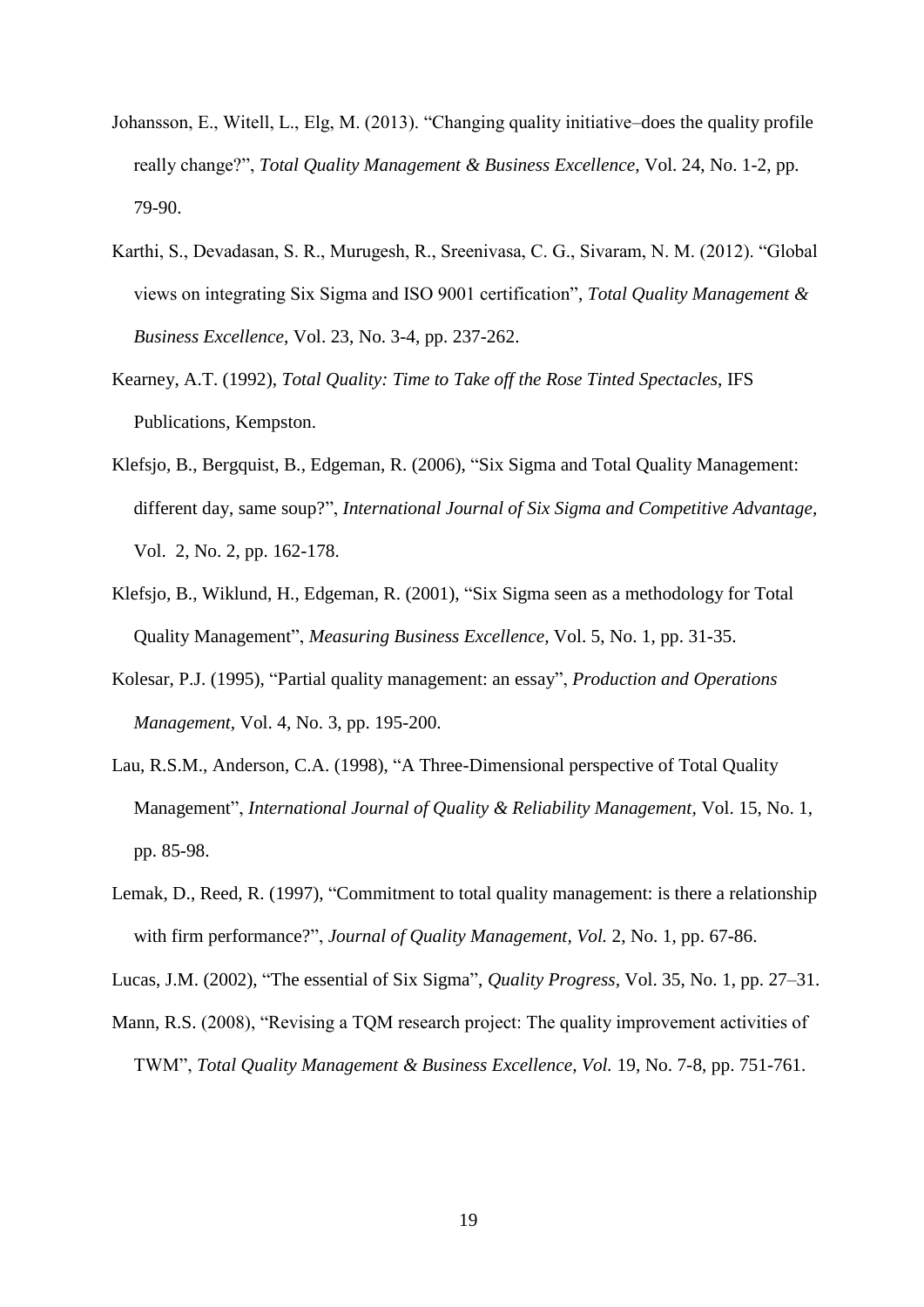Johansson, E., Witell, L., Elg, M. (2013). "Changing quality initiative–does the quality profile really change?", *Total Quality Management & Business Excellence*, Vol. 24, No. 1-2, pp. 79-90.

Karthi, S., Devadasan, S. R., Murugesh, R., Sreenivasa, C. G., Sivaram, N. M. (2012). "Global views on integrating Six Sigma and ISO 9001 certification", *Total Quality Management & Business Excellence*, Vol. 23, No. 3-4, pp. 237-262.

Kearney, A.T. (1992), *Total Quality: Time to Take off the Rose Tinted Spectacles*, IFS Publications, Kempston.

Klefsjo, B., Bergquist, B., Edgeman, R. (2006), "Six Sigma and Total Quality Management: different day, same soup?", *International Journal of Six Sigma and Competitive Advantage,* Vol. 2, No. 2, pp. 162-178.

Klefsjo, B., Wiklund, H., Edgeman, R. (2001), "Six Sigma seen as a methodology for Total Quality Management", *Measuring Business Excellence,* Vol. 5, No. 1, pp. 31-35.

Kolesar, P.J. (1995), "Partial quality management: an essay", *Production and Operations Management*, Vol. 4, No. 3, pp. 195-200.

Lau, R.S.M., Anderson, C.A. (1998), "A Three-Dimensional perspective of Total Quality Management", *International Journal of Quality & Reliability Management,* Vol. 15, No. 1, pp. 85-98.

Lemak, D., Reed, R. (1997), "Commitment to total quality management: is there a relationship with firm performance?", *Journal of Quality Management, Vol.* 2, No. 1, pp. 67-86.

Lucas, J.M. (2002), "The essential of Six Sigma", *Quality Progress,* Vol. 35, No. 1, pp. 27–31.

Mann, R.S. (2008), "Revising a TQM research project: The quality improvement activities of TWM", *Total Quality Management & Business Excellence, Vol.* 19, No. 7-8, pp. 751-761.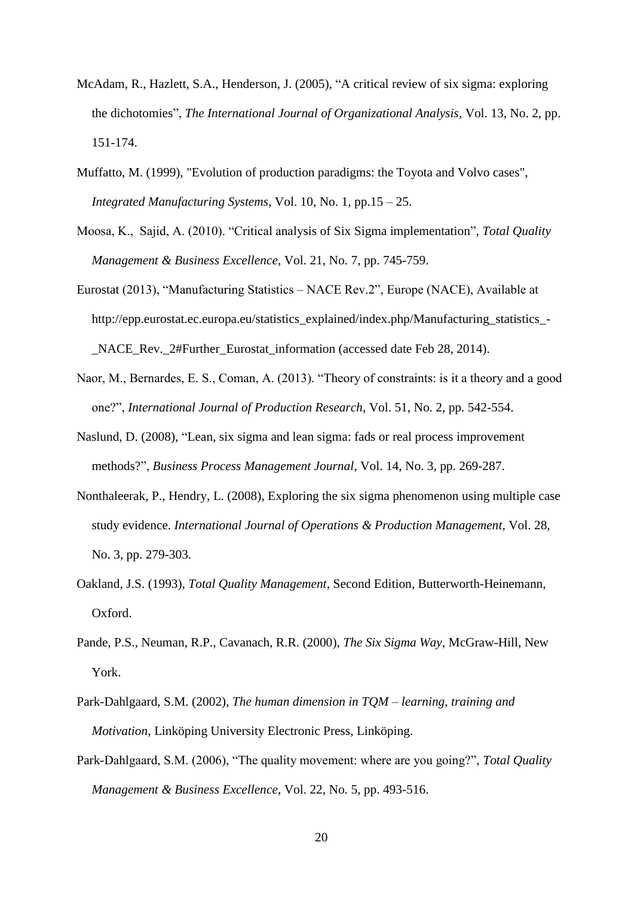McAdam, R., Hazlett, S.A., Henderson, J. (2005), “A critical review of six sigma: exploring the dichotomies”, *The International Journal of Organizational Analysis*, Vol. 13, No. 2, pp. 151-174.

Muffatto, M. (1999), "Evolution of production paradigms: the Toyota and Volvo cases", *Integrated Manufacturing Systems*, Vol. 10, No. 1, pp.15 – 25.

Moosa, K., Sajid, A. (2010). “Critical analysis of Six Sigma implementation”, *Total Quality Management & Business Excellence*, Vol. 21, No. 7, pp. 745-759.

Eurostat (2013), “Manufacturing Statistics – NACE Rev.2”, Europe (NACE), Available at http://epp.eurostat.ec.europa.eu/statistics_explained/index.php/Manufacturing_statistics_-_NACE_Rev._2#Further_Eurostat_information (accessed date Feb 28, 2014).

Naor, M., Bernardes, E. S., Coman, A. (2013). “Theory of constraints: is it a theory and a good one?”, *International Journal of Production Research*, Vol. 51, No. 2, pp. 542-554.

Naslund, D. (2008), “Lean, six sigma and lean sigma: fads or real process improvement methods?”, *Business Process Management Journal*, Vol. 14, No. 3, pp. 269-287.

Nonthaleerak, P., Hendry, L. (2008), Exploring the six sigma phenomenon using multiple case study evidence. *International Journal of Operations & Production Management*, Vol. 28, No. 3, pp. 279-303.

Oakland, J.S. (1993), *Total Quality Management*, Second Edition, Butterworth-Heinemann, Oxford.

Pande, P.S., Neuman, R.P., Cavanach, R.R. (2000), *The Six Sigma Way*, McGraw-Hill, New York.

Park-Dahlgaard, S.M. (2002), *The human dimension in TQM – learning, training and Motivation*, Linköping University Electronic Press, Linköping.

Park-Dahlgaard, S.M. (2006), “The quality movement: where are you going?”, *Total Quality Management & Business Excellence*, Vol. 22, No. 5, pp. 493-516.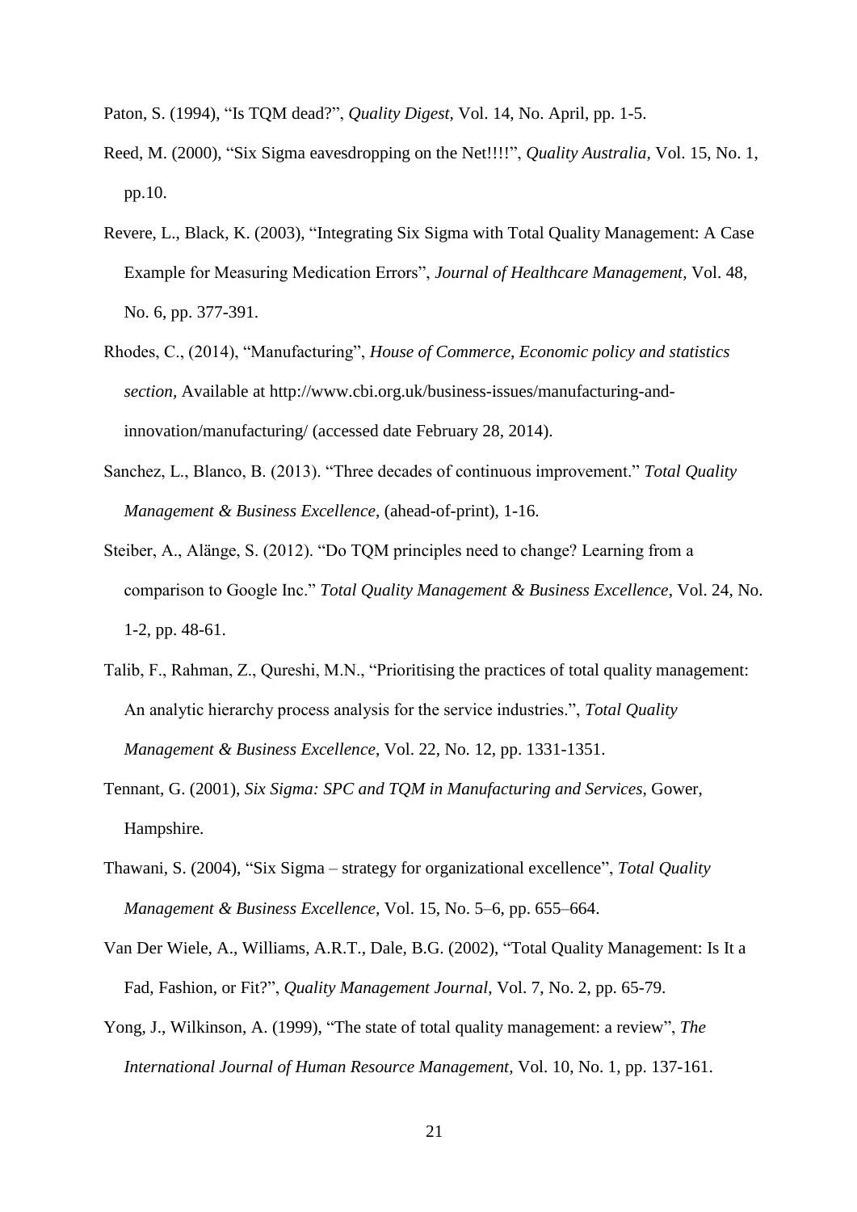Paton, S. (1994), "Is TQM dead?", *Quality Digest,* Vol. 14, No. April, pp. 1-5.

Reed, M. (2000), "Six Sigma eavesdropping on the Net!!!!", *Quality Australia,* Vol. 15, No. 1, pp.10.

Revere, L., Black, K. (2003), "Integrating Six Sigma with Total Quality Management: A Case Example for Measuring Medication Errors", *Journal of Healthcare Management,* Vol. 48, No. 6, pp. 377-391.

Rhodes, C., (2014), "Manufacturing", *House of Commerce, Economic policy and statistics section,* Available at http://www.cbi.org.uk/business-issues/manufacturing-and-innovation/manufacturing/ (accessed date February 28, 2014).

Sanchez, L., Blanco, B. (2013). "Three decades of continuous improvement." *Total Quality Management & Business Excellence*, (ahead-of-print), 1-16.

Steiber, A., Alänge, S. (2012). "Do TQM principles need to change? Learning from a comparison to Google Inc." *Total Quality Management & Business Excellence*, Vol. 24, No. 1-2, pp. 48-61.

Talib, F., Rahman, Z., Qureshi, M.N., "Prioritising the practices of total quality management: An analytic hierarchy process analysis for the service industries.", *Total Quality Management & Business Excellence*, Vol. 22, No. 12, pp. 1331-1351.

Tennant, G. (2001), *Six Sigma: SPC and TQM in Manufacturing and Services,* Gower, Hampshire.

Thawani, S. (2004), "Six Sigma – strategy for organizational excellence", *Total Quality Management & Business Excellence*, Vol. 15, No. 5–6, pp. 655–664.

Van Der Wiele, A., Williams, A.R.T., Dale, B.G. (2002), "Total Quality Management: Is It a Fad, Fashion, or Fit?", *Quality Management Journal*, Vol. 7, No. 2, pp. 65-79.

Yong, J., Wilkinson, A. (1999), "The state of total quality management: a review", *The International Journal of Human Resource Management*, Vol. 10, No. 1, pp. 137-161.